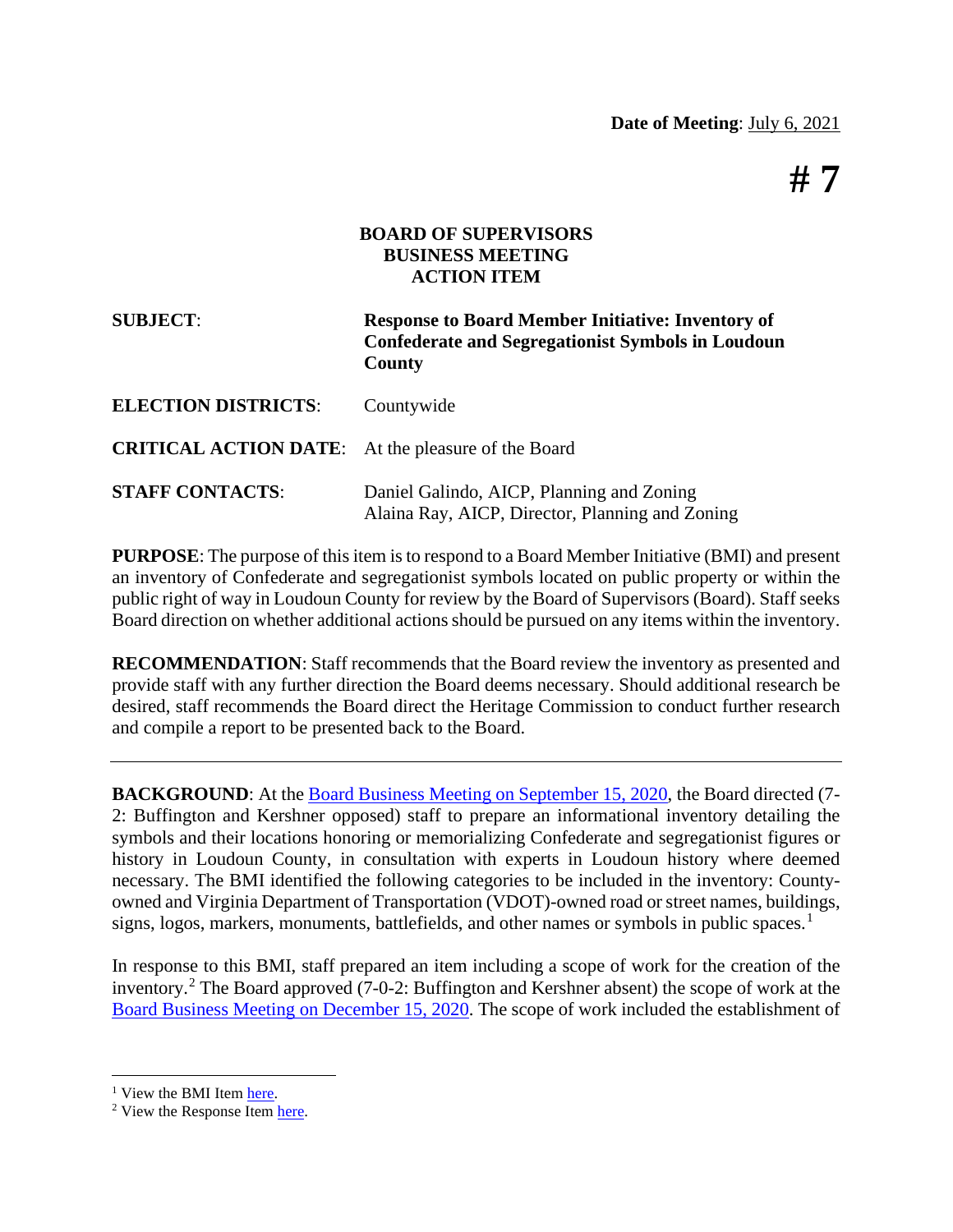**Date of Meeting**: July 6, 2021

# # 7

**BOARD OF SUPERVISORS**
**BUSINESS MEETING**
**ACTION ITEM**

**SUBJECT**: **Response to Board Member Initiative: Inventory of Confederate and Segregationist Symbols in Loudoun County**

**ELECTION DISTRICTS**: Countywide

**CRITICAL ACTION DATE**: At the pleasure of the Board

**STAFF CONTACTS**: Daniel Galindo, AICP, Planning and Zoning
Alaina Ray, AICP, Director, Planning and Zoning

**PURPOSE**: The purpose of this item is to respond to a Board Member Initiative (BMI) and present an inventory of Confederate and segregationist symbols located on public property or within the public right of way in Loudoun County for review by the Board of Supervisors (Board). Staff seeks Board direction on whether additional actions should be pursued on any items within the inventory.

**RECOMMENDATION**: Staff recommends that the Board review the inventory as presented and provide staff with any further direction the Board deems necessary. Should additional research be desired, staff recommends the Board direct the Heritage Commission to conduct further research and compile a report to be presented back to the Board.

---

**BACKGROUND**: At the Board Business Meeting on September 15, 2020, the Board directed (7-2: Buffington and Kershner opposed) staff to prepare an informational inventory detailing the symbols and their locations honoring or memorializing Confederate and segregationist figures or history in Loudoun County, in consultation with experts in Loudoun history where deemed necessary. The BMI identified the following categories to be included in the inventory: County-owned and Virginia Department of Transportation (VDOT)-owned road or street names, buildings, signs, logos, markers, monuments, battlefields, and other names or symbols in public spaces.[1]

In response to this BMI, staff prepared an item including a scope of work for the creation of the inventory.[2] The Board approved (7-0-2: Buffington and Kershner absent) the scope of work at the Board Business Meeting on December 15, 2020. The scope of work included the establishment of

---

[1] View the BMI Item here.
[2] View the Response Item here.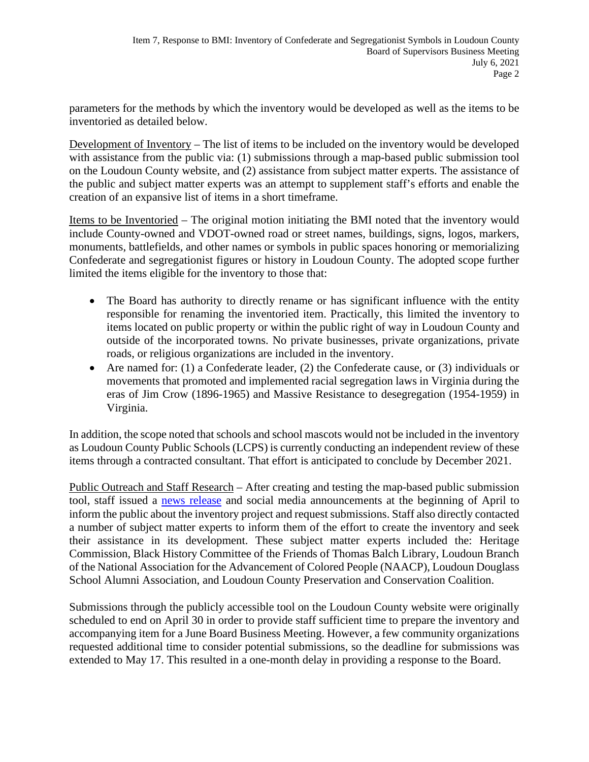parameters for the methods by which the inventory would be developed as well as the items to be inventoried as detailed below.

Development of Inventory – The list of items to be included on the inventory would be developed with assistance from the public via: (1) submissions through a map-based public submission tool on the Loudoun County website, and (2) assistance from subject matter experts. The assistance of the public and subject matter experts was an attempt to supplement staff's efforts and enable the creation of an expansive list of items in a short timeframe.

Items to be Inventoried – The original motion initiating the BMI noted that the inventory would include County-owned and VDOT-owned road or street names, buildings, signs, logos, markers, monuments, battlefields, and other names or symbols in public spaces honoring or memorializing Confederate and segregationist figures or history in Loudoun County. The adopted scope further limited the items eligible for the inventory to those that:

- The Board has authority to directly rename or has significant influence with the entity responsible for renaming the inventoried item. Practically, this limited the inventory to items located on public property or within the public right of way in Loudoun County and outside of the incorporated towns. No private businesses, private organizations, private roads, or religious organizations are included in the inventory.
- Are named for: (1) a Confederate leader, (2) the Confederate cause, or (3) individuals or movements that promoted and implemented racial segregation laws in Virginia during the eras of Jim Crow (1896-1965) and Massive Resistance to desegregation (1954-1959) in Virginia.

In addition, the scope noted that schools and school mascots would not be included in the inventory as Loudoun County Public Schools (LCPS) is currently conducting an independent review of these items through a contracted consultant. That effort is anticipated to conclude by December 2021.

Public Outreach and Staff Research – After creating and testing the map-based public submission tool, staff issued a news release and social media announcements at the beginning of April to inform the public about the inventory project and request submissions. Staff also directly contacted a number of subject matter experts to inform them of the effort to create the inventory and seek their assistance in its development. These subject matter experts included the: Heritage Commission, Black History Committee of the Friends of Thomas Balch Library, Loudoun Branch of the National Association for the Advancement of Colored People (NAACP), Loudoun Douglass School Alumni Association, and Loudoun County Preservation and Conservation Coalition.

Submissions through the publicly accessible tool on the Loudoun County website were originally scheduled to end on April 30 in order to provide staff sufficient time to prepare the inventory and accompanying item for a June Board Business Meeting. However, a few community organizations requested additional time to consider potential submissions, so the deadline for submissions was extended to May 17. This resulted in a one-month delay in providing a response to the Board.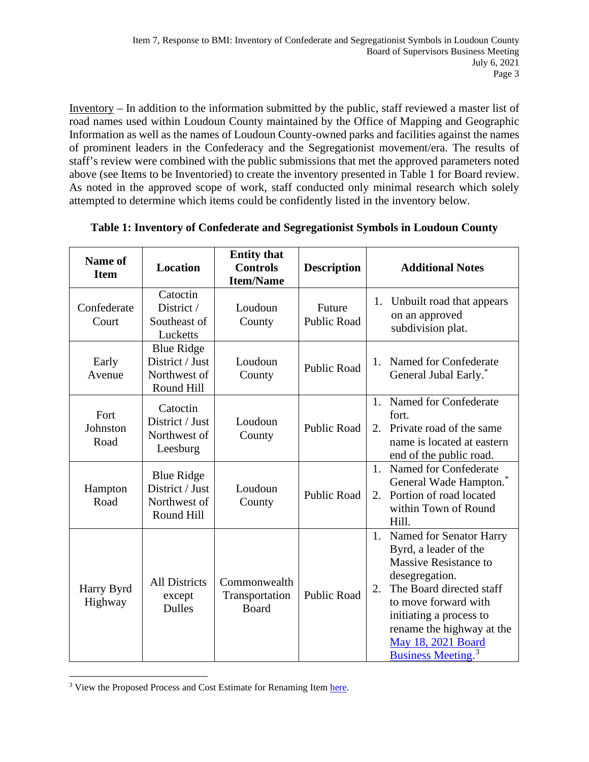Inventory – In addition to the information submitted by the public, staff reviewed a master list of road names used within Loudoun County maintained by the Office of Mapping and Geographic Information as well as the names of Loudoun County-owned parks and facilities against the names of prominent leaders in the Confederacy and the Segregationist movement/era. The results of staff's review were combined with the public submissions that met the approved parameters noted above (see Items to be Inventoried) to create the inventory presented in Table 1 for Board review. As noted in the approved scope of work, staff conducted only minimal research which solely attempted to determine which items could be confidently listed in the inventory below.

**Table 1: Inventory of Confederate and Segregationist Symbols in Loudoun County**

| Name of Item | Location | Entity that Controls Item/Name | Description | Additional Notes |
|---|---|---|---|---|
| Confederate Court | Catoctin District / Southeast of Lucketts | Loudoun County | Future Public Road | 1. Unbuilt road that appears on an approved subdivision plat. |
| Early Avenue | Blue Ridge District / Just Northwest of Round Hill | Loudoun County | Public Road | 1. Named for Confederate General Jubal Early.* |
| Fort Johnston Road | Catoctin District / Just Northwest of Leesburg | Loudoun County | Public Road | 1. Named for Confederate fort. 2. Private road of the same name is located at eastern end of the public road. |
| Hampton Road | Blue Ridge District / Just Northwest of Round Hill | Loudoun County | Public Road | 1. Named for Confederate General Wade Hampton.* 2. Portion of road located within Town of Round Hill. |
| Harry Byrd Highway | All Districts except Dulles | Commonwealth Transportation Board | Public Road | 1. Named for Senator Harry Byrd, a leader of the Massive Resistance to desegregation. 2. The Board directed staff to move forward with initiating a process to rename the highway at the May 18, 2021 Board Business Meeting.[3] |

[3] View the Proposed Process and Cost Estimate for Renaming Item here.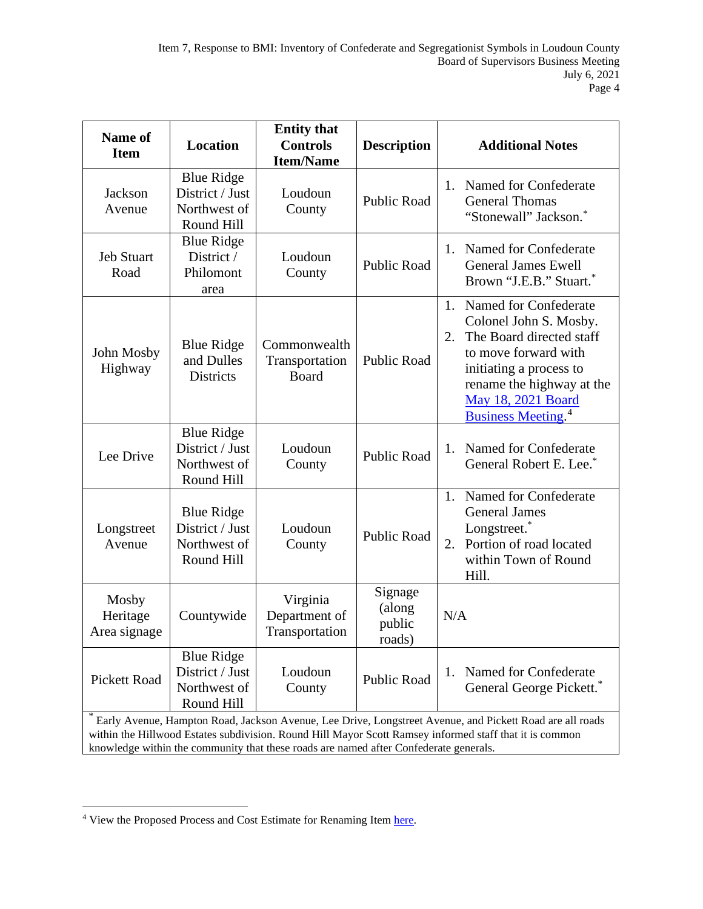| Name of Item | Location | Entity that Controls Item/Name | Description | Additional Notes |
|---|---|---|---|---|
| Jackson Avenue | Blue Ridge District / Just Northwest of Round Hill | Loudoun County | Public Road | 1. Named for Confederate General Thomas "Stonewall" Jackson.* |
| Jeb Stuart Road | Blue Ridge District / Philomont area | Loudoun County | Public Road | 1. Named for Confederate General James Ewell Brown "J.E.B." Stuart.* |
| John Mosby Highway | Blue Ridge and Dulles Districts | Commonwealth Transportation Board | Public Road | 1. Named for Confederate Colonel John S. Mosby. 2. The Board directed staff to move forward with initiating a process to rename the highway at the May 18, 2021 Board Business Meeting.[4] |
| Lee Drive | Blue Ridge District / Just Northwest of Round Hill | Loudoun County | Public Road | 1. Named for Confederate General Robert E. Lee.* |
| Longstreet Avenue | Blue Ridge District / Just Northwest of Round Hill | Loudoun County | Public Road | 1. Named for Confederate General James Longstreet.* 2. Portion of road located within Town of Round Hill. |
| Mosby Heritage Area signage | Countywide | Virginia Department of Transportation | Signage (along public roads) | N/A |
| Pickett Road | Blue Ridge District / Just Northwest of Round Hill | Loudoun County | Public Road | 1. Named for Confederate General George Pickett.* |
| * Early Avenue, Hampton Road, Jackson Avenue, Lee Drive, Longstreet Avenue, and Pickett Road are all roads within the Hillwood Estates subdivision. Round Hill Mayor Scott Ramsey informed staff that it is common knowledge within the community that these roads are named after Confederate generals. | | | | |

[4] View the Proposed Process and Cost Estimate for Renaming Item here.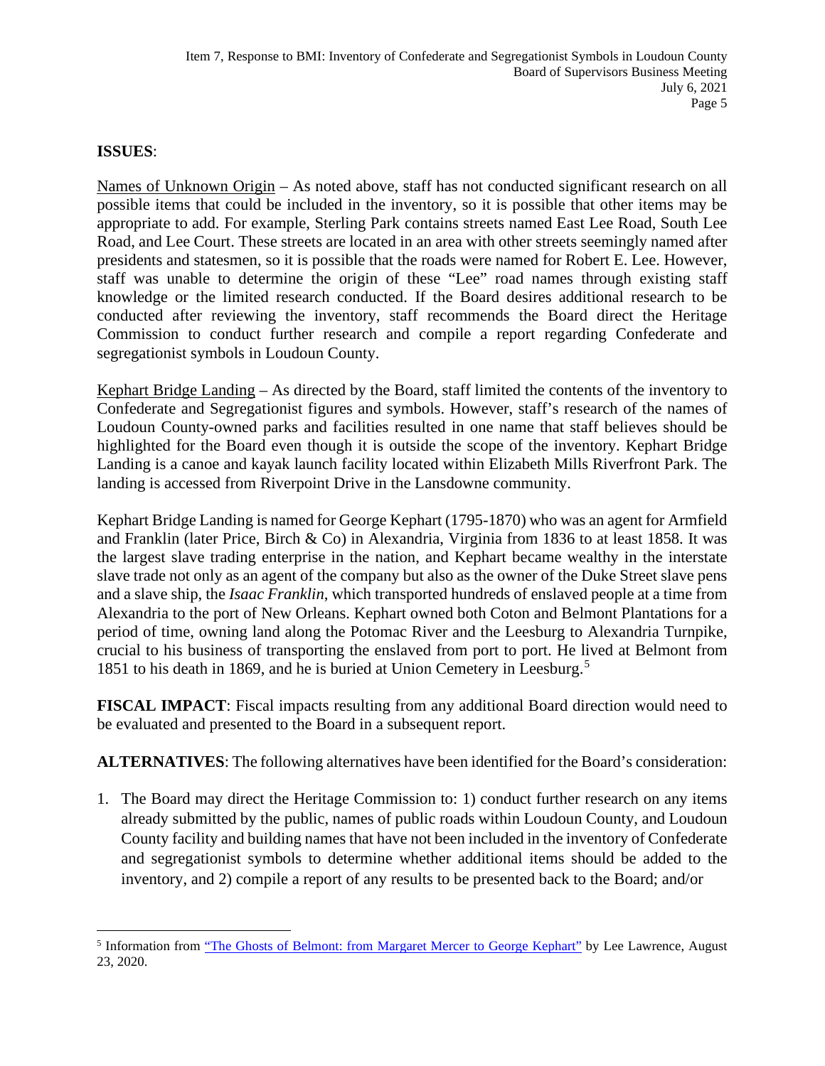**ISSUES**:

Names of Unknown Origin – As noted above, staff has not conducted significant research on all possible items that could be included in the inventory, so it is possible that other items may be appropriate to add. For example, Sterling Park contains streets named East Lee Road, South Lee Road, and Lee Court. These streets are located in an area with other streets seemingly named after presidents and statesmen, so it is possible that the roads were named for Robert E. Lee. However, staff was unable to determine the origin of these "Lee" road names through existing staff knowledge or the limited research conducted. If the Board desires additional research to be conducted after reviewing the inventory, staff recommends the Board direct the Heritage Commission to conduct further research and compile a report regarding Confederate and segregationist symbols in Loudoun County.

Kephart Bridge Landing – As directed by the Board, staff limited the contents of the inventory to Confederate and Segregationist figures and symbols. However, staff's research of the names of Loudoun County-owned parks and facilities resulted in one name that staff believes should be highlighted for the Board even though it is outside the scope of the inventory. Kephart Bridge Landing is a canoe and kayak launch facility located within Elizabeth Mills Riverfront Park. The landing is accessed from Riverpoint Drive in the Lansdowne community.

Kephart Bridge Landing is named for George Kephart (1795-1870) who was an agent for Armfield and Franklin (later Price, Birch & Co) in Alexandria, Virginia from 1836 to at least 1858. It was the largest slave trading enterprise in the nation, and Kephart became wealthy in the interstate slave trade not only as an agent of the company but also as the owner of the Duke Street slave pens and a slave ship, the *Isaac Franklin*, which transported hundreds of enslaved people at a time from Alexandria to the port of New Orleans. Kephart owned both Coton and Belmont Plantations for a period of time, owning land along the Potomac River and the Leesburg to Alexandria Turnpike, crucial to his business of transporting the enslaved from port to port. He lived at Belmont from 1851 to his death in 1869, and he is buried at Union Cemetery in Leesburg.[5]

**FISCAL IMPACT**: Fiscal impacts resulting from any additional Board direction would need to be evaluated and presented to the Board in a subsequent report.

**ALTERNATIVES**: The following alternatives have been identified for the Board's consideration:

1. The Board may direct the Heritage Commission to: 1) conduct further research on any items already submitted by the public, names of public roads within Loudoun County, and Loudoun County facility and building names that have not been included in the inventory of Confederate and segregationist symbols to determine whether additional items should be added to the inventory, and 2) compile a report of any results to be presented back to the Board; and/or

---

[5] Information from "The Ghosts of Belmont: from Margaret Mercer to George Kephart" by Lee Lawrence, August 23, 2020.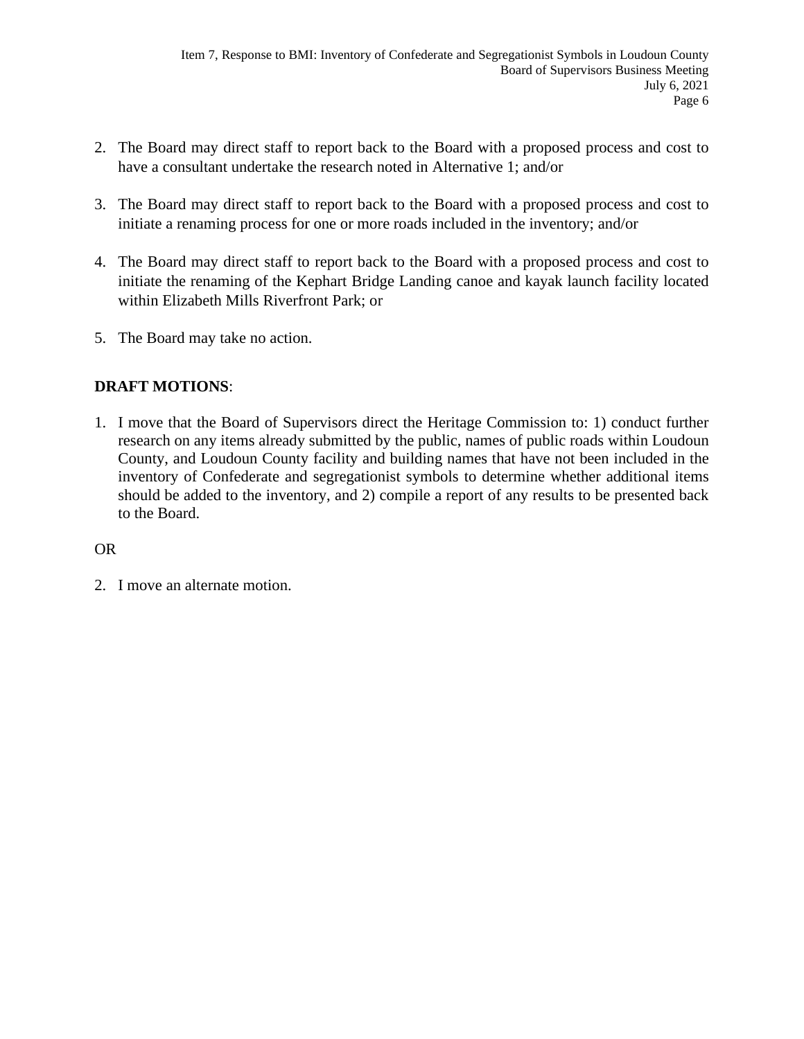2. The Board may direct staff to report back to the Board with a proposed process and cost to have a consultant undertake the research noted in Alternative 1; and/or

3. The Board may direct staff to report back to the Board with a proposed process and cost to initiate a renaming process for one or more roads included in the inventory; and/or

4. The Board may direct staff to report back to the Board with a proposed process and cost to initiate the renaming of the Kephart Bridge Landing canoe and kayak launch facility located within Elizabeth Mills Riverfront Park; or

5. The Board may take no action.

**DRAFT MOTIONS**:

1. I move that the Board of Supervisors direct the Heritage Commission to: 1) conduct further research on any items already submitted by the public, names of public roads within Loudoun County, and Loudoun County facility and building names that have not been included in the inventory of Confederate and segregationist symbols to determine whether additional items should be added to the inventory, and 2) compile a report of any results to be presented back to the Board.

OR

2. I move an alternate motion.